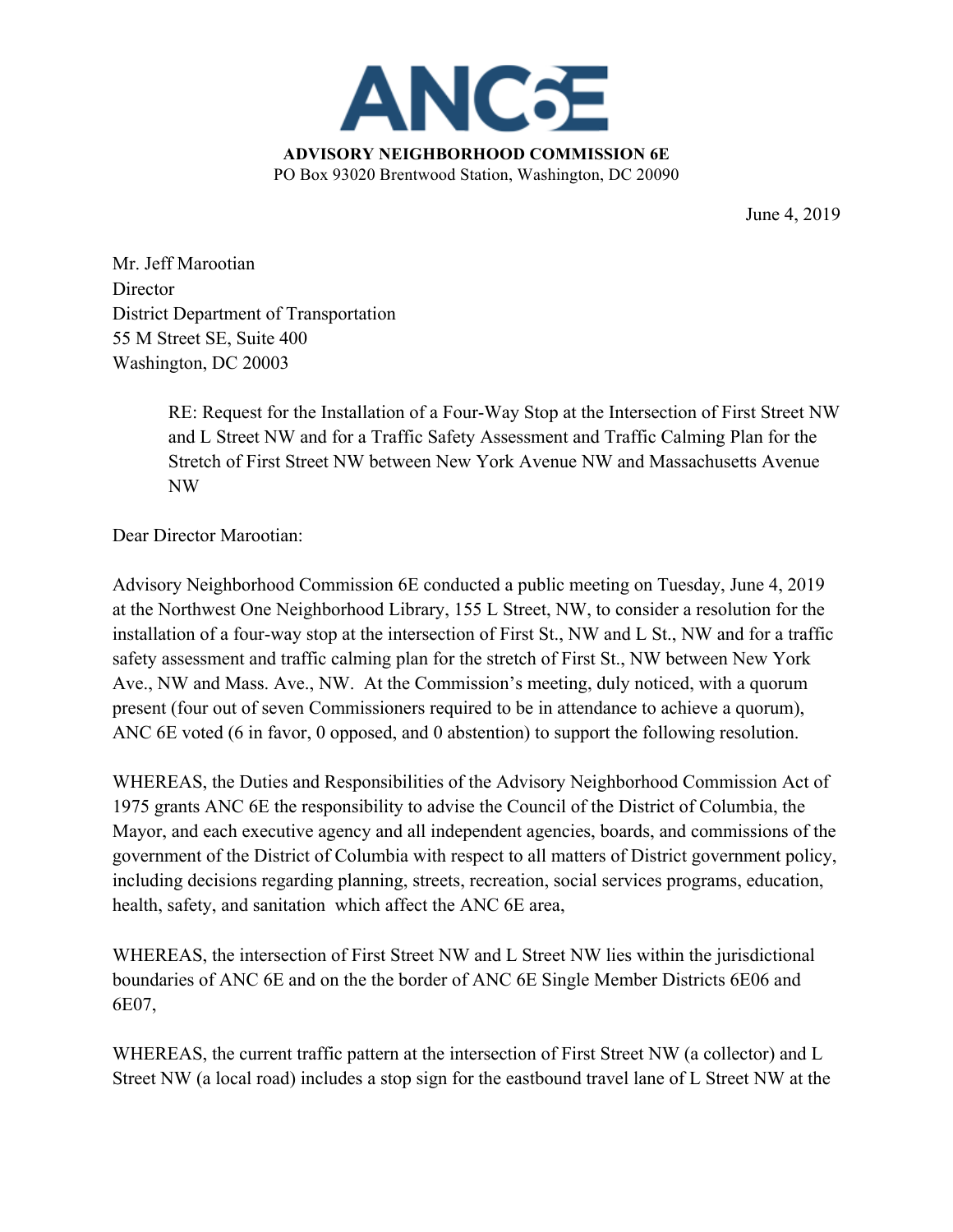# ANC6E

**ADVISORY NEIGHBORHOOD COMMISSION 6E**
PO Box 93020 Brentwood Station, Washington, DC 20090

June 4, 2019

Mr. Jeff Marootian
Director
District Department of Transportation
55 M Street SE, Suite 400
Washington, DC 20003

> RE: Request for the Installation of a Four-Way Stop at the Intersection of First Street NW and L Street NW and for a Traffic Safety Assessment and Traffic Calming Plan for the Stretch of First Street NW between New York Avenue NW and Massachusetts Avenue NW

Dear Director Marootian:

Advisory Neighborhood Commission 6E conducted a public meeting on Tuesday, June 4, 2019 at the Northwest One Neighborhood Library, 155 L Street, NW, to consider a resolution for the installation of a four-way stop at the intersection of First St., NW and L St., NW and for a traffic safety assessment and traffic calming plan for the stretch of First St., NW between New York Ave., NW and Mass. Ave., NW. At the Commission's meeting, duly noticed, with a quorum present (four out of seven Commissioners required to be in attendance to achieve a quorum), ANC 6E voted (6 in favor, 0 opposed, and 0 abstention) to support the following resolution.

WHEREAS, the Duties and Responsibilities of the Advisory Neighborhood Commission Act of 1975 grants ANC 6E the responsibility to advise the Council of the District of Columbia, the Mayor, and each executive agency and all independent agencies, boards, and commissions of the government of the District of Columbia with respect to all matters of District government policy, including decisions regarding planning, streets, recreation, social services programs, education, health, safety, and sanitation which affect the ANC 6E area,

WHEREAS, the intersection of First Street NW and L Street NW lies within the jurisdictional boundaries of ANC 6E and on the the border of ANC 6E Single Member Districts 6E06 and 6E07,

WHEREAS, the current traffic pattern at the intersection of First Street NW (a collector) and L Street NW (a local road) includes a stop sign for the eastbound travel lane of L Street NW at the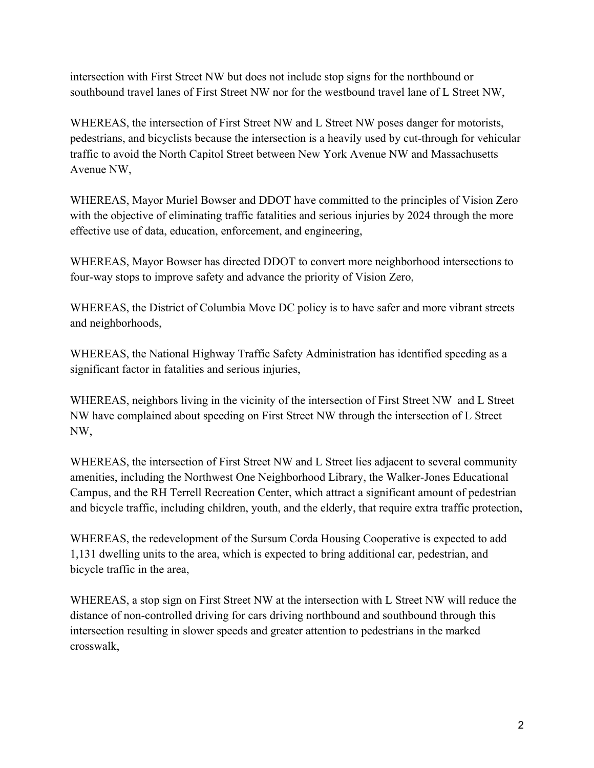intersection with First Street NW but does not include stop signs for the northbound or southbound travel lanes of First Street NW nor for the westbound travel lane of L Street NW,

WHEREAS, the intersection of First Street NW and L Street NW poses danger for motorists, pedestrians, and bicyclists because the intersection is a heavily used by cut-through for vehicular traffic to avoid the North Capitol Street between New York Avenue NW and Massachusetts Avenue NW,

WHEREAS, Mayor Muriel Bowser and DDOT have committed to the principles of Vision Zero with the objective of eliminating traffic fatalities and serious injuries by 2024 through the more effective use of data, education, enforcement, and engineering,

WHEREAS, Mayor Bowser has directed DDOT to convert more neighborhood intersections to four-way stops to improve safety and advance the priority of Vision Zero,

WHEREAS, the District of Columbia Move DC policy is to have safer and more vibrant streets and neighborhoods,

WHEREAS, the National Highway Traffic Safety Administration has identified speeding as a significant factor in fatalities and serious injuries,

WHEREAS, neighbors living in the vicinity of the intersection of First Street NW and L Street NW have complained about speeding on First Street NW through the intersection of L Street NW,

WHEREAS, the intersection of First Street NW and L Street lies adjacent to several community amenities, including the Northwest One Neighborhood Library, the Walker-Jones Educational Campus, and the RH Terrell Recreation Center, which attract a significant amount of pedestrian and bicycle traffic, including children, youth, and the elderly, that require extra traffic protection,

WHEREAS, the redevelopment of the Sursum Corda Housing Cooperative is expected to add 1,131 dwelling units to the area, which is expected to bring additional car, pedestrian, and bicycle traffic in the area,

WHEREAS, a stop sign on First Street NW at the intersection with L Street NW will reduce the distance of non-controlled driving for cars driving northbound and southbound through this intersection resulting in slower speeds and greater attention to pedestrians in the marked crosswalk,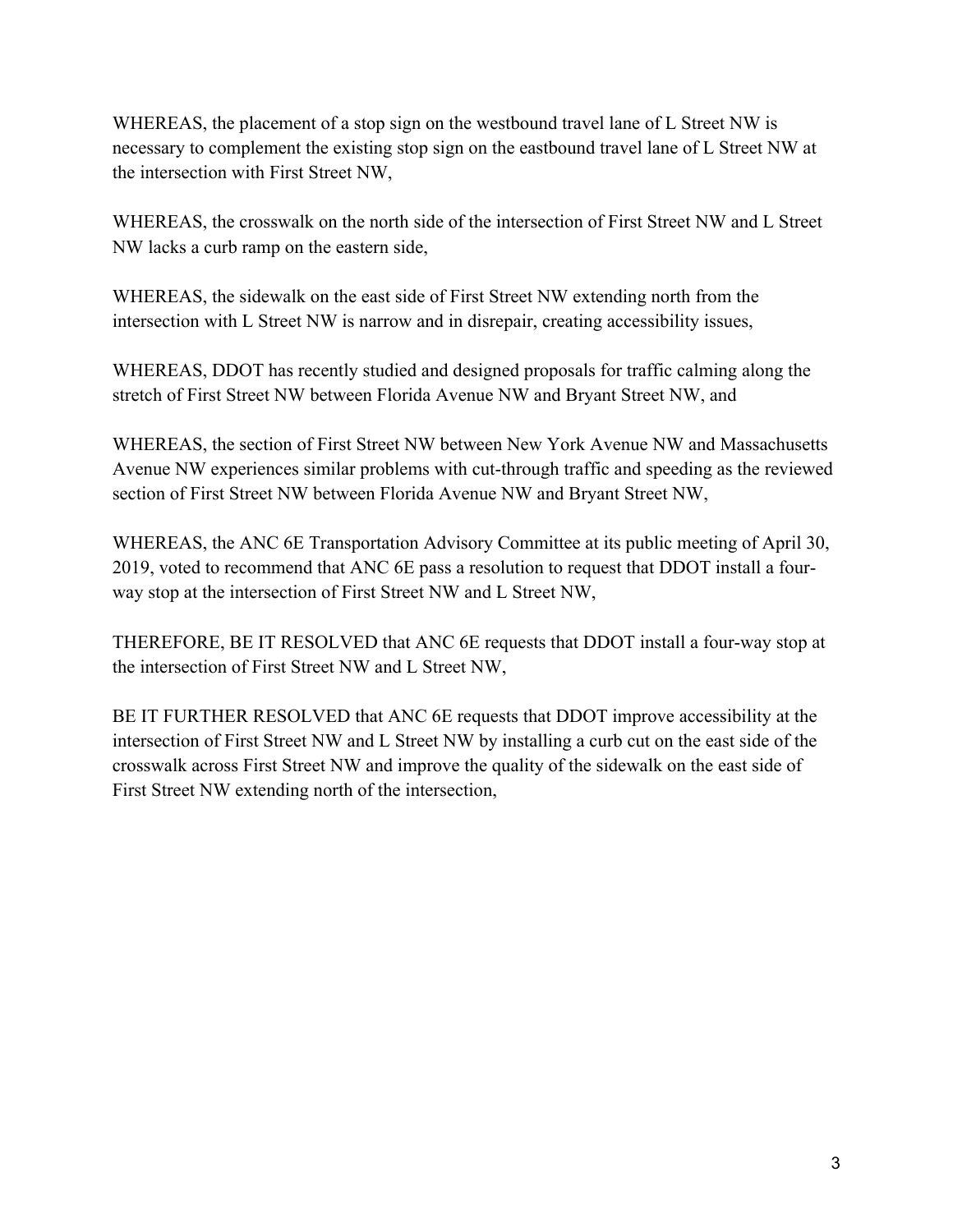WHEREAS, the placement of a stop sign on the westbound travel lane of L Street NW is necessary to complement the existing stop sign on the eastbound travel lane of L Street NW at the intersection with First Street NW,

WHEREAS, the crosswalk on the north side of the intersection of First Street NW and L Street NW lacks a curb ramp on the eastern side,

WHEREAS, the sidewalk on the east side of First Street NW extending north from the intersection with L Street NW is narrow and in disrepair, creating accessibility issues,

WHEREAS, DDOT has recently studied and designed proposals for traffic calming along the stretch of First Street NW between Florida Avenue NW and Bryant Street NW, and

WHEREAS, the section of First Street NW between New York Avenue NW and Massachusetts Avenue NW experiences similar problems with cut-through traffic and speeding as the reviewed section of First Street NW between Florida Avenue NW and Bryant Street NW,

WHEREAS, the ANC 6E Transportation Advisory Committee at its public meeting of April 30, 2019, voted to recommend that ANC 6E pass a resolution to request that DDOT install a four-way stop at the intersection of First Street NW and L Street NW,

THEREFORE, BE IT RESOLVED that ANC 6E requests that DDOT install a four-way stop at the intersection of First Street NW and L Street NW,

BE IT FURTHER RESOLVED that ANC 6E requests that DDOT improve accessibility at the intersection of First Street NW and L Street NW by installing a curb cut on the east side of the crosswalk across First Street NW and improve the quality of the sidewalk on the east side of First Street NW extending north of the intersection,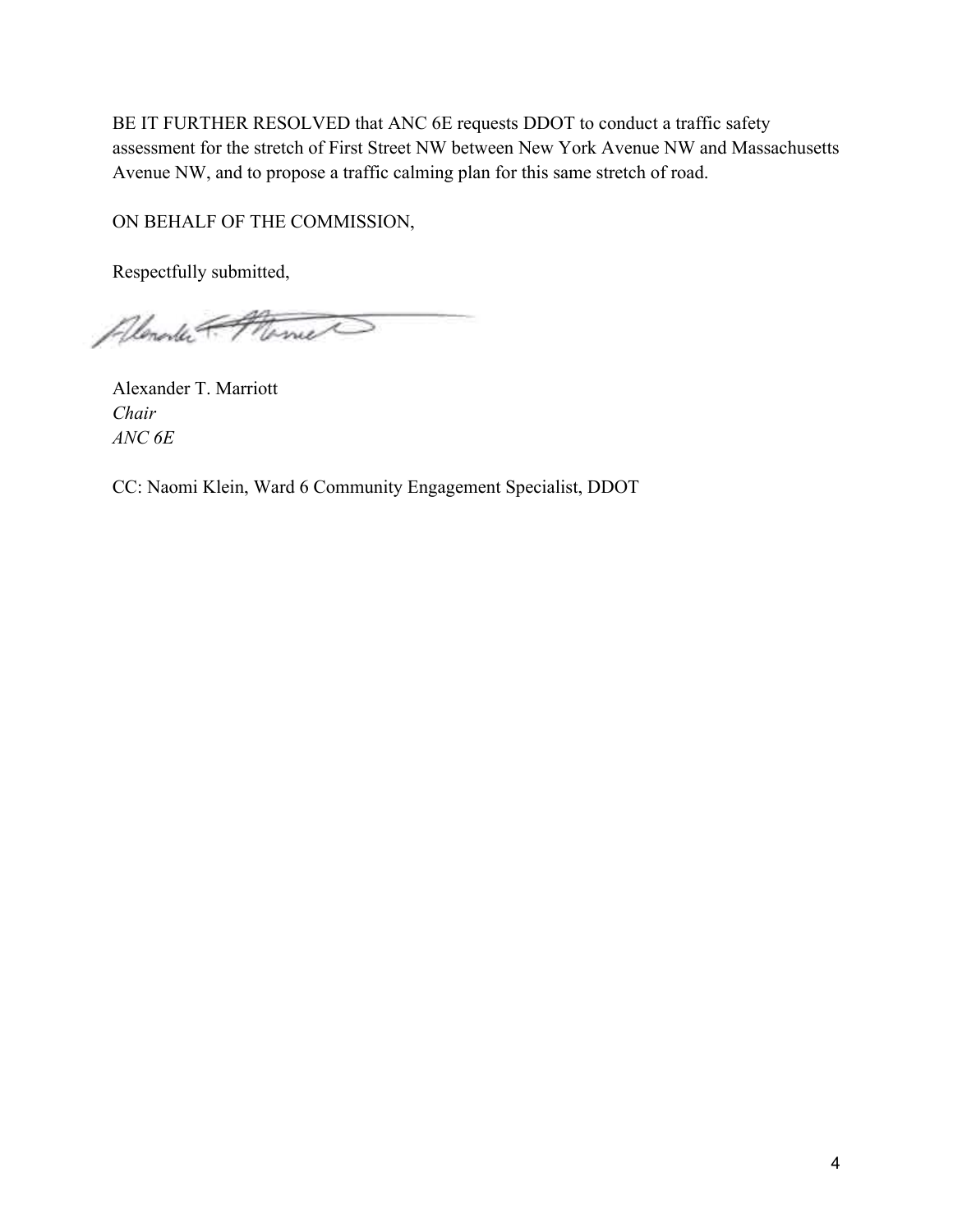BE IT FURTHER RESOLVED that ANC 6E requests DDOT to conduct a traffic safety assessment for the stretch of First Street NW between New York Avenue NW and Massachusetts Avenue NW, and to propose a traffic calming plan for this same stretch of road.

ON BEHALF OF THE COMMISSION,

Respectfully submitted,

Alexander T. Marriott  
*Chair*  
*ANC 6E*

CC: Naomi Klein, Ward 6 Community Engagement Specialist, DDOT